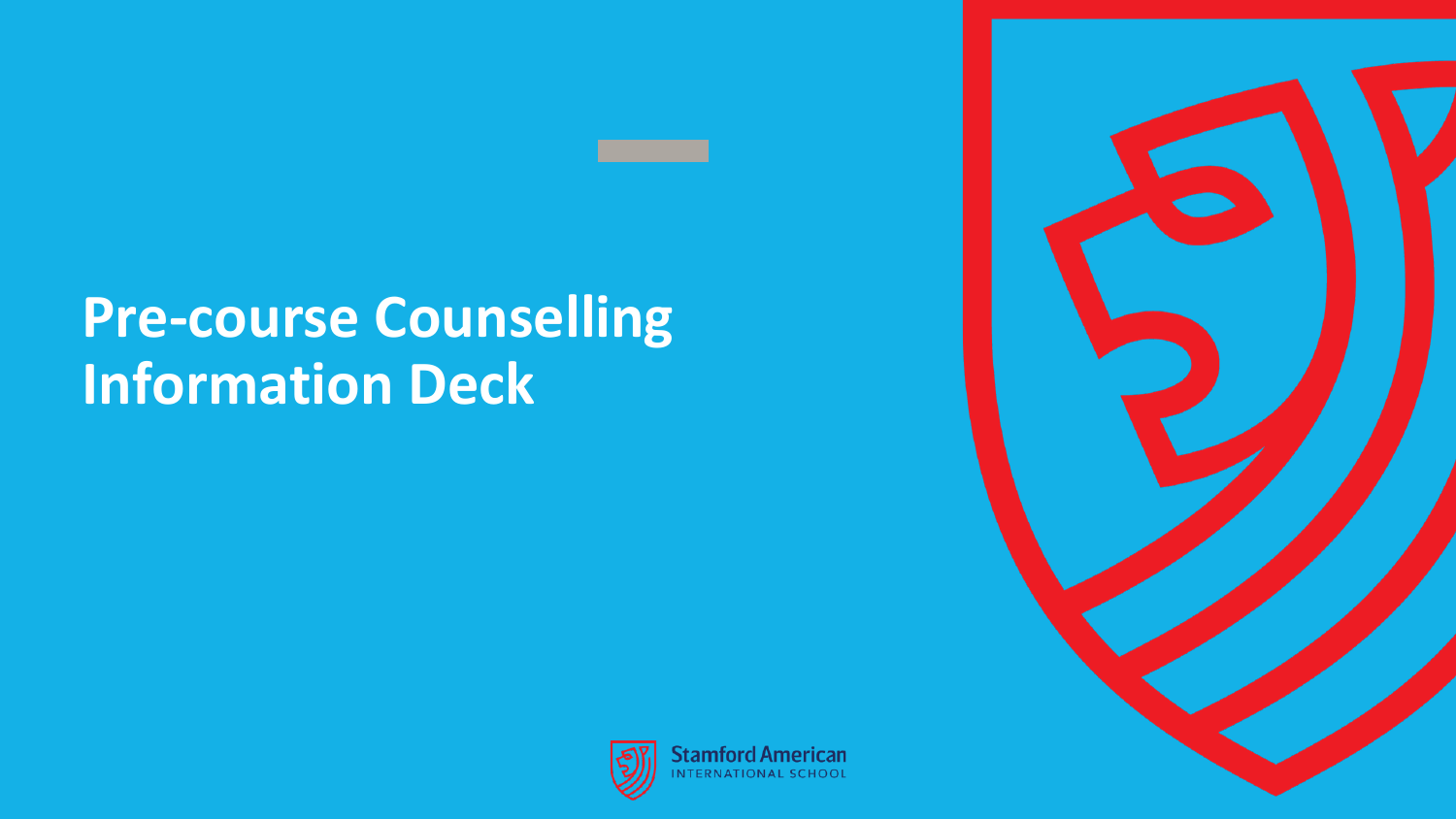# Pre-course Counselling Information Deck

Stamford American
INTERNATIONAL SCHOOL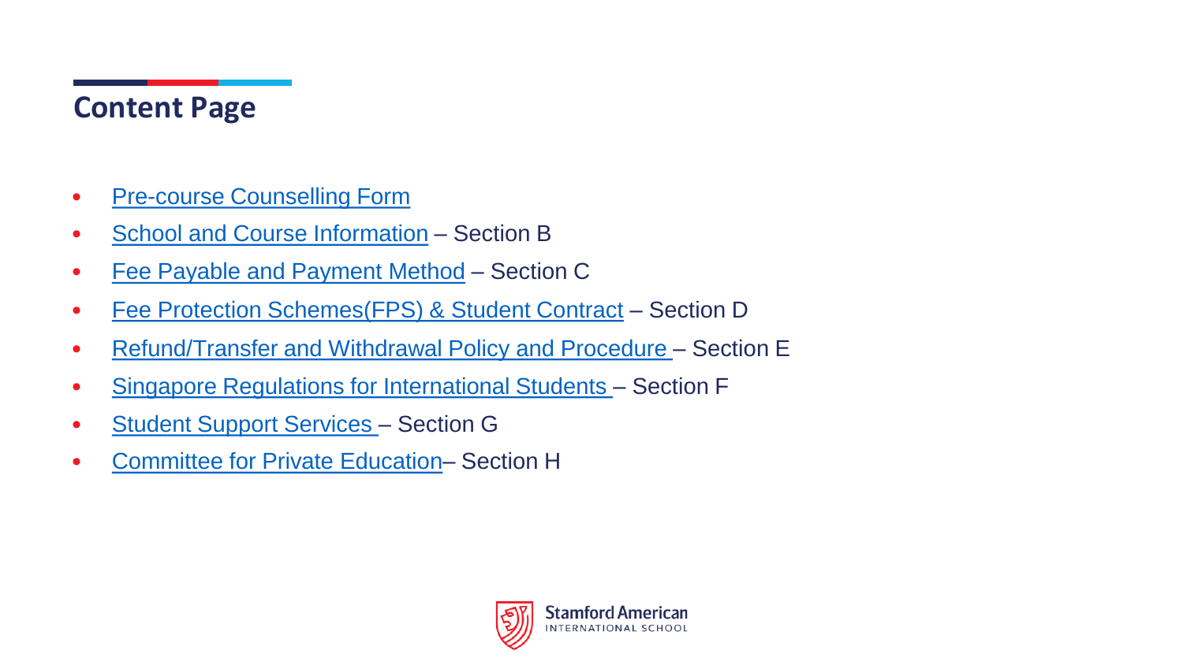## Content Page

- Pre-course Counselling Form
- School and Course Information – Section B
- Fee Payable and Payment Method – Section C
- Fee Protection Schemes(FPS) & Student Contract – Section D
- Refund/Transfer and Withdrawal Policy and Procedure – Section E
- Singapore Regulations for International Students – Section F
- Student Support Services – Section G
- Committee for Private Education– Section H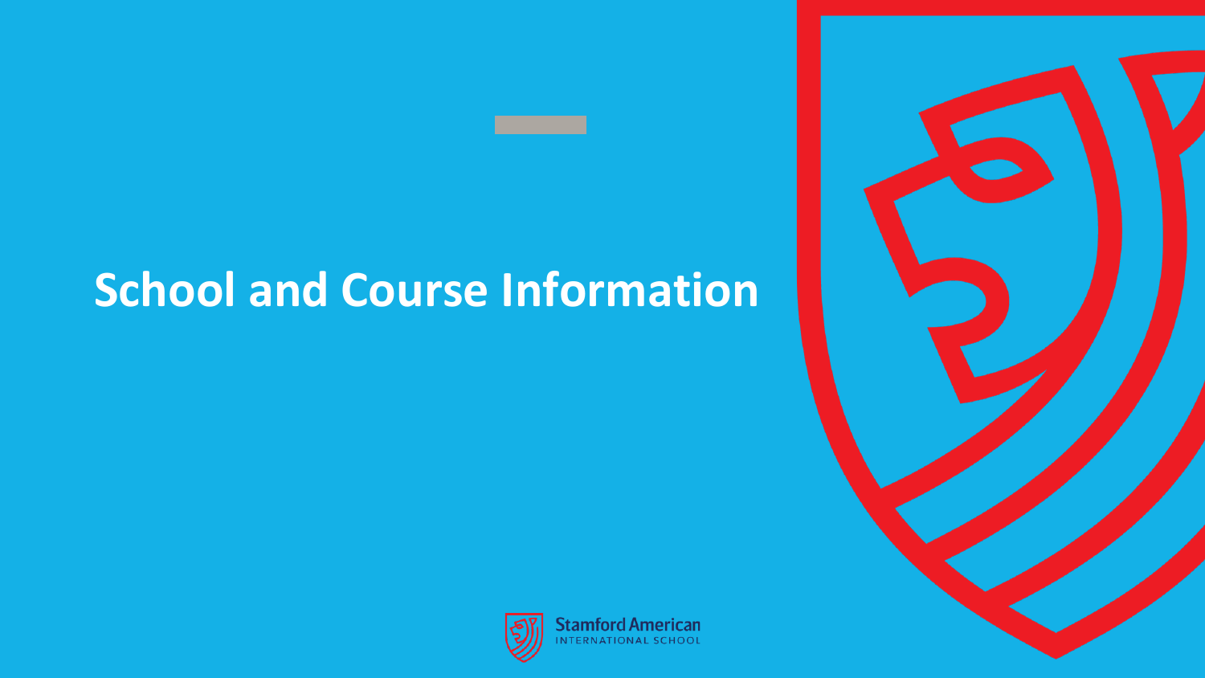# School and Course Information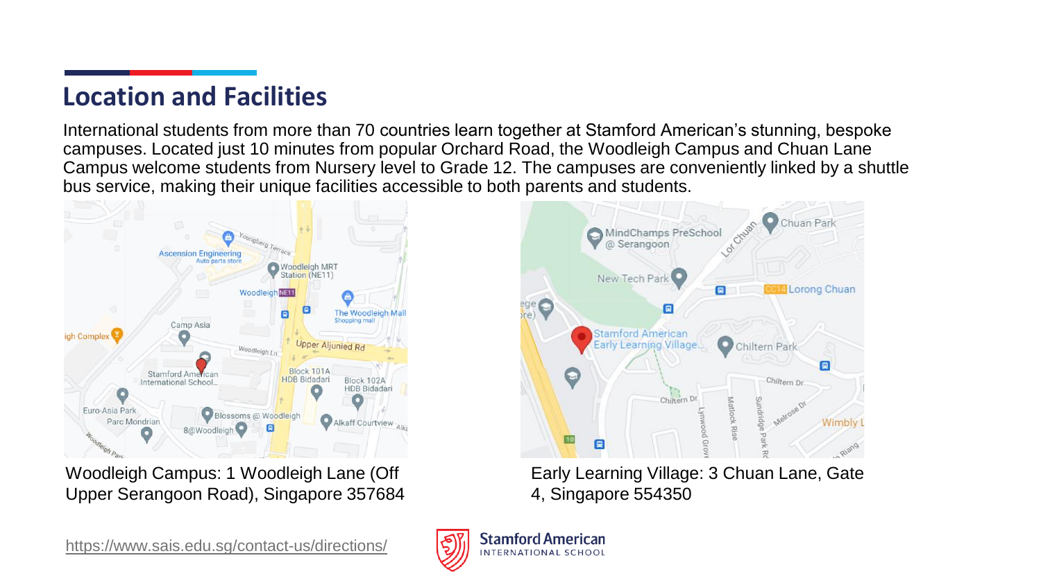## Location and Facilities

International students from more than 70 countries learn together at Stamford American's stunning, bespoke campuses. Located just 10 minutes from popular Orchard Road, the Woodleigh Campus and Chuan Lane Campus welcome students from Nursery level to Grade 12. The campuses are conveniently linked by a shuttle bus service, making their unique facilities accessible to both parents and students.

Woodleigh Campus: 1 Woodleigh Lane (Off Upper Serangoon Road), Singapore 357684

Early Learning Village: 3 Chuan Lane, Gate 4, Singapore 554350

https://www.sais.edu.sg/contact-us/directions/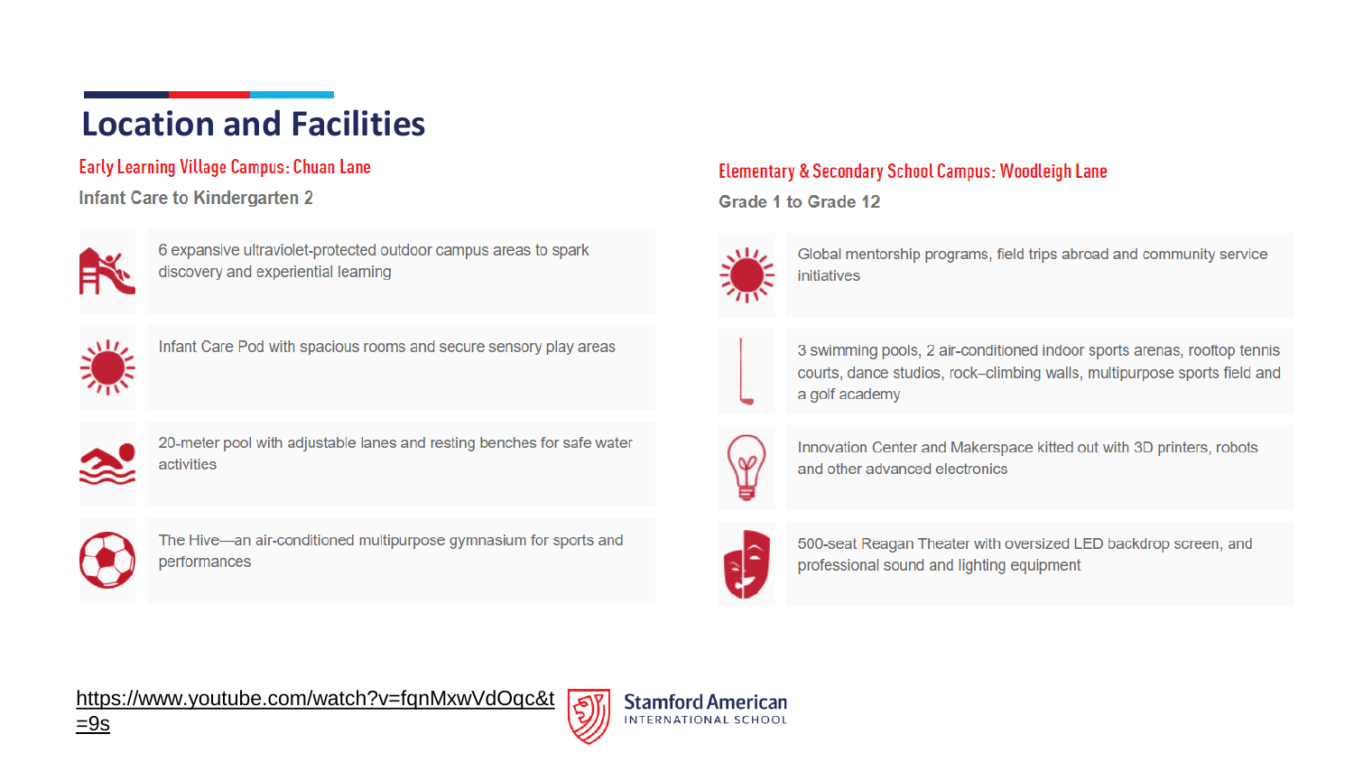# Location and Facilities

## Early Learning Village Campus: Chuan Lane

### Infant Care to Kindergarten 2

- 6 expansive ultraviolet-protected outdoor campus areas to spark discovery and experiential learning
- Infant Care Pod with spacious rooms and secure sensory play areas
- 20-meter pool with adjustable lanes and resting benches for safe water activities
- The Hive—an air-conditioned multipurpose gymnasium for sports and performances

## Elementary & Secondary School Campus: Woodleigh Lane

### Grade 1 to Grade 12

- Global mentorship programs, field trips abroad and community service initiatives
- 3 swimming pools, 2 air-conditioned indoor sports arenas, rooftop tennis courts, dance studios, rock–climbing walls, multipurpose sports field and a golf academy
- Innovation Center and Makerspace kitted out with 3D printers, robots and other advanced electronics
- 500-seat Reagan Theater with oversized LED backdrop screen, and professional sound and lighting equipment

https://www.youtube.com/watch?v=fqnMxwVdOqc&t=9s

Stamford American INTERNATIONAL SCHOOL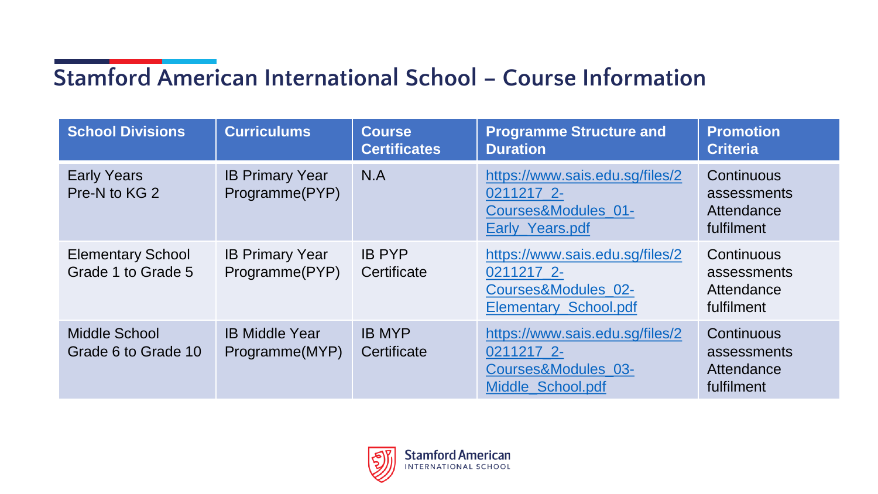# Stamford American International School – Course Information

| School Divisions | Curriculums | Course Certificates | Programme Structure and Duration | Promotion Criteria |
|---|---|---|---|---|
| Early Years<br>Pre-N to KG 2 | IB Primary Year Programme(PYP) | N.A | https://www.sais.edu.sg/files/20211217_2-Courses&Modules_01-Early_Years.pdf | Continuous assessments<br>Attendance fulfilment |
| Elementary School<br>Grade 1 to Grade 5 | IB Primary Year Programme(PYP) | IB PYP Certificate | https://www.sais.edu.sg/files/20211217_2-Courses&Modules_02-Elementary_School.pdf | Continuous assessments<br>Attendance fulfilment |
| Middle School<br>Grade 6 to Grade 10 | IB Middle Year Programme(MYP) | IB MYP Certificate | https://www.sais.edu.sg/files/20211217_2-Courses&Modules_03-Middle_School.pdf | Continuous assessments<br>Attendance fulfilment |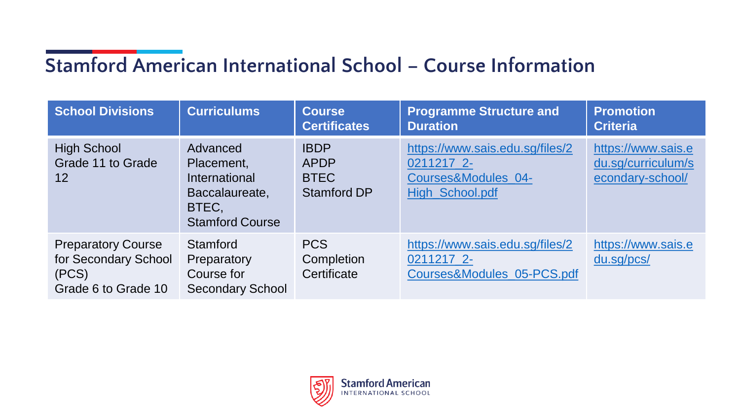# Stamford American International School – Course Information

| School Divisions | Curriculums | Course Certificates | Programme Structure and Duration | Promotion Criteria |
|---|---|---|---|---|
| High School Grade 11 to Grade 12 | Advanced Placement, International Baccalaureate, BTEC, Stamford Course | IBDP APDP BTEC Stamford DP | https://www.sais.edu.sg/files/20211217_2-Courses&Modules_04-High_School.pdf | https://www.sais.edu.sg/curriculum/secondary-school/ |
| Preparatory Course for Secondary School (PCS) Grade 6 to Grade 10 | Stamford Preparatory Course for Secondary School | PCS Completion Certificate | https://www.sais.edu.sg/files/20211217_2-Courses&Modules_05-PCS.pdf | https://www.sais.edu.sg/pcs/ |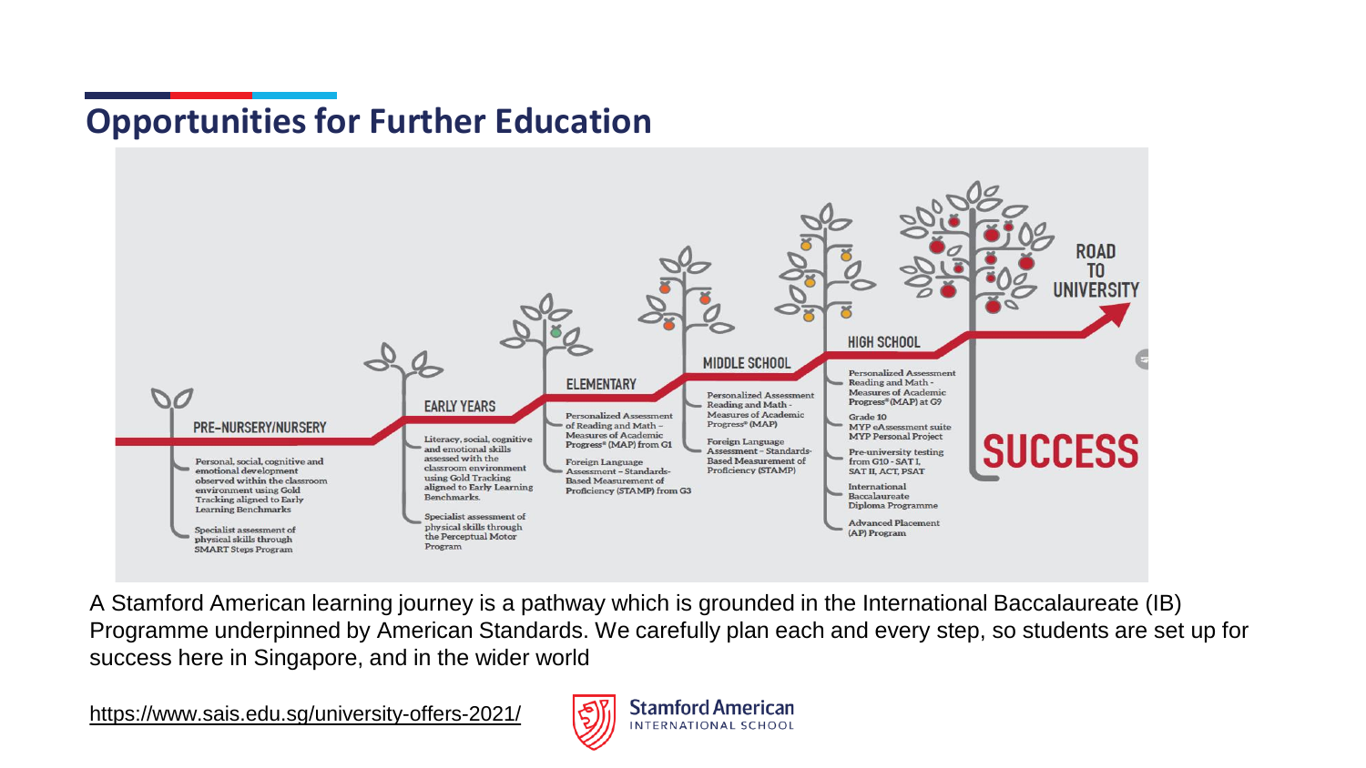## Opportunities for Further Education

ROAD TO UNIVERSITY

**PRE-NURSERY/NURSERY**

- Personal, social, cognitive and emotional development observed within the classroom environment using Gold Tracking aligned to Early Learning Benchmarks
- Specialist assessment of physical skills through SMART Steps Program

**EARLY YEARS**

- Literacy, social, cognitive and emotional skills assessed with the classroom environment using Gold Tracking aligned to Early Learning Benchmarks.
- Specialist assessment of physical skills through the Perceptual Motor Program

**ELEMENTARY**

- Personalized Assessment of Reading and Math – Measures of Academic Progress® (MAP) from G1
- Foreign Language Assessment – Standards-Based Measurement of Proficiency (STAMP) from G3

**MIDDLE SCHOOL**

- Personalized Assessment Reading and Math - Measures of Academic Progress® (MAP)
- Foreign Language Assessment - Standards-Based Measurement of Proficiency (STAMP)

**HIGH SCHOOL**

- Personalized Assessment Reading and Math - Measures of Academic Progress® (MAP) at G9
- Grade 10 MYP eAssessment suite MYP Personal Project
- Pre-university testing from G10 - SAT I, SAT II, ACT, PSAT
- International Baccalaureate Diploma Programme
- Advanced Placement (AP) Program

**SUCCESS**

A Stamford American learning journey is a pathway which is grounded in the International Baccalaureate (IB) Programme underpinned by American Standards. We carefully plan each and every step, so students are set up for success here in Singapore, and in the wider world

https://www.sais.edu.sg/university-offers-2021/

Stamford American INTERNATIONAL SCHOOL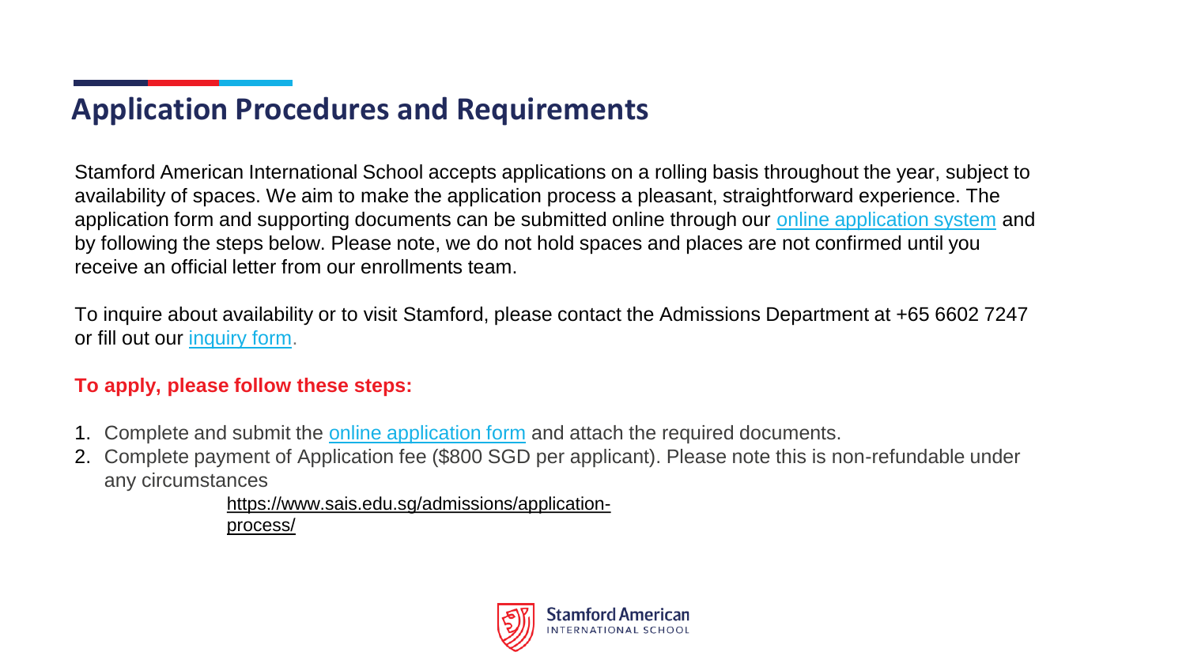## Application Procedures and Requirements

Stamford American International School accepts applications on a rolling basis throughout the year, subject to availability of spaces. We aim to make the application process a pleasant, straightforward experience. The application form and supporting documents can be submitted online through our online application system and by following the steps below. Please note, we do not hold spaces and places are not confirmed until you receive an official letter from our enrollments team.

To inquire about availability or to visit Stamford, please contact the Admissions Department at +65 6602 7247 or fill out our inquiry form.

**To apply, please follow these steps:**

1. Complete and submit the online application form and attach the required documents.
2. Complete payment of Application fee ($800 SGD per applicant). Please note this is non-refundable under any circumstances

https://www.sais.edu.sg/admissions/application-process/

Stamford American INTERNATIONAL SCHOOL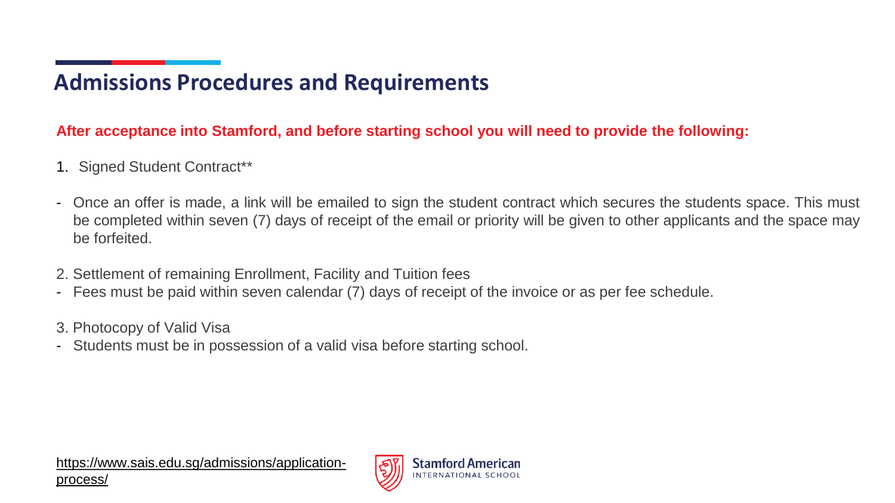## Admissions Procedures and Requirements

**After acceptance into Stamford, and before starting school you will need to provide the following:**

1. Signed Student Contract**

- Once an offer is made, a link will be emailed to sign the student contract which secures the students space. This must be completed within seven (7) days of receipt of the email or priority will be given to other applicants and the space may be forfeited.

2. Settlement of remaining Enrollment, Facility and Tuition fees

- Fees must be paid within seven calendar (7) days of receipt of the invoice or as per fee schedule.

3. Photocopy of Valid Visa

- Students must be in possession of a valid visa before starting school.

https://www.sais.edu.sg/admissions/application-process/

Stamford American International School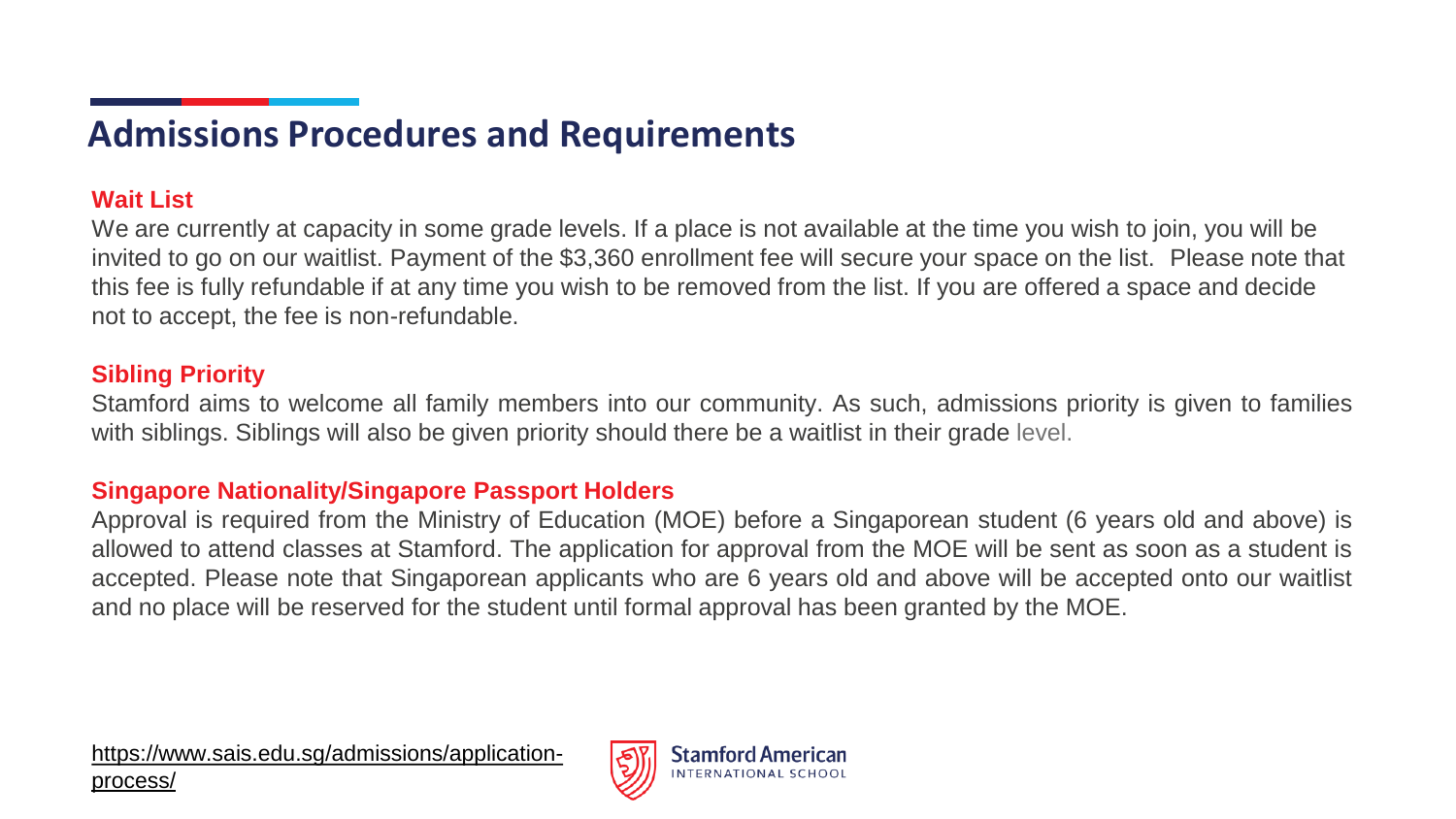## Admissions Procedures and Requirements

### Wait List

We are currently at capacity in some grade levels. If a place is not available at the time you wish to join, you will be invited to go on our waitlist. Payment of the $3,360 enrollment fee will secure your space on the list. Please note that this fee is fully refundable if at any time you wish to be removed from the list. If you are offered a space and decide not to accept, the fee is non-refundable.

### Sibling Priority

Stamford aims to welcome all family members into our community. As such, admissions priority is given to families with siblings. Siblings will also be given priority should there be a waitlist in their grade level.

### Singapore Nationality/Singapore Passport Holders

Approval is required from the Ministry of Education (MOE) before a Singaporean student (6 years old and above) is allowed to attend classes at Stamford. The application for approval from the MOE will be sent as soon as a student is accepted. Please note that Singaporean applicants who are 6 years old and above will be accepted onto our waitlist and no place will be reserved for the student until formal approval has been granted by the MOE.

https://www.sais.edu.sg/admissions/application-process/

Stamford American INTERNATIONAL SCHOOL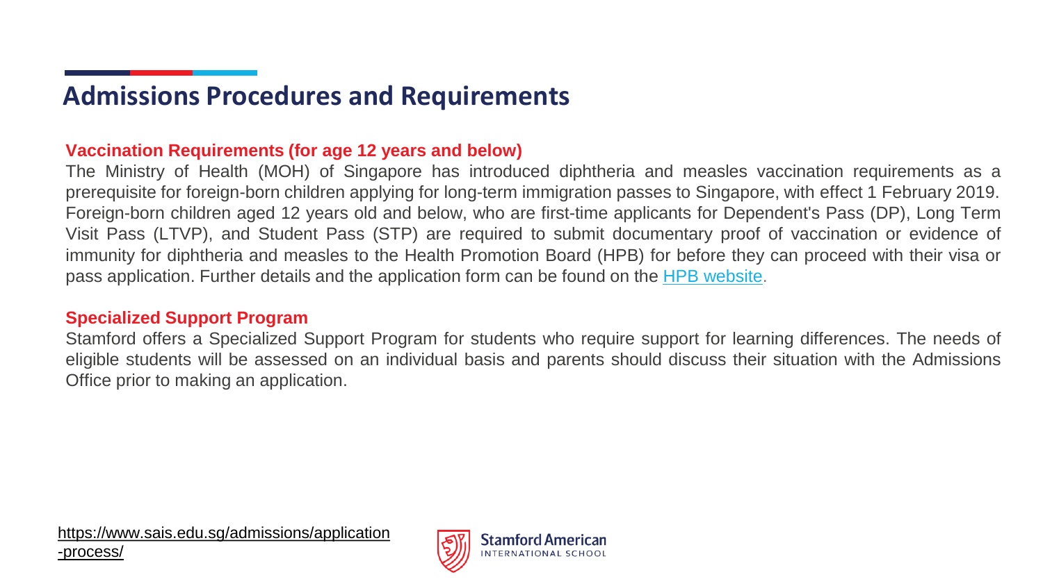## Admissions Procedures and Requirements

### Vaccination Requirements (for age 12 years and below)

The Ministry of Health (MOH) of Singapore has introduced diphtheria and measles vaccination requirements as a prerequisite for foreign-born children applying for long-term immigration passes to Singapore, with effect 1 February 2019. Foreign-born children aged 12 years old and below, who are first-time applicants for Dependent's Pass (DP), Long Term Visit Pass (LTVP), and Student Pass (STP) are required to submit documentary proof of vaccination or evidence of immunity for diphtheria and measles to the Health Promotion Board (HPB) for before they can proceed with their visa or pass application. Further details and the application form can be found on the HPB website.

### Specialized Support Program

Stamford offers a Specialized Support Program for students who require support for learning differences. The needs of eligible students will be assessed on an individual basis and parents should discuss their situation with the Admissions Office prior to making an application.

https://www.sais.edu.sg/admissions/application-process/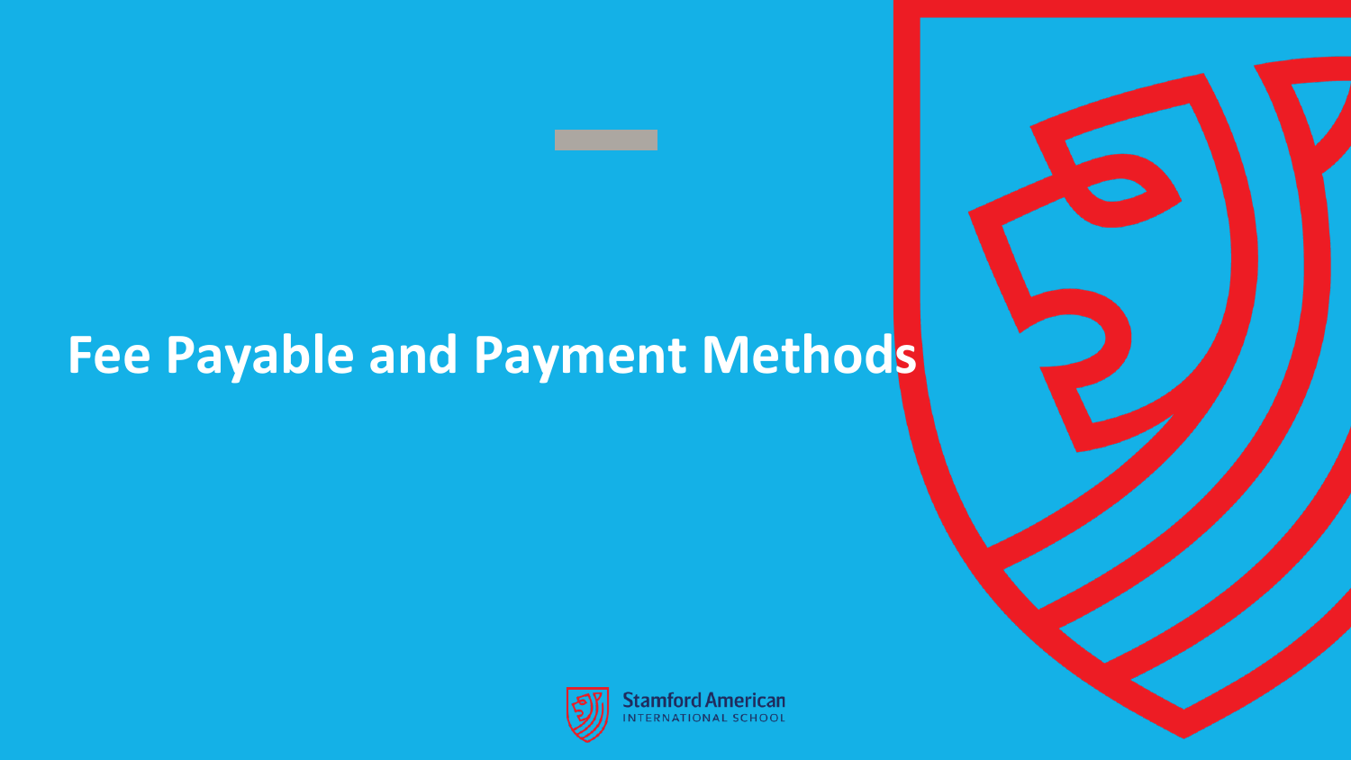# Fee Payable and Payment Methods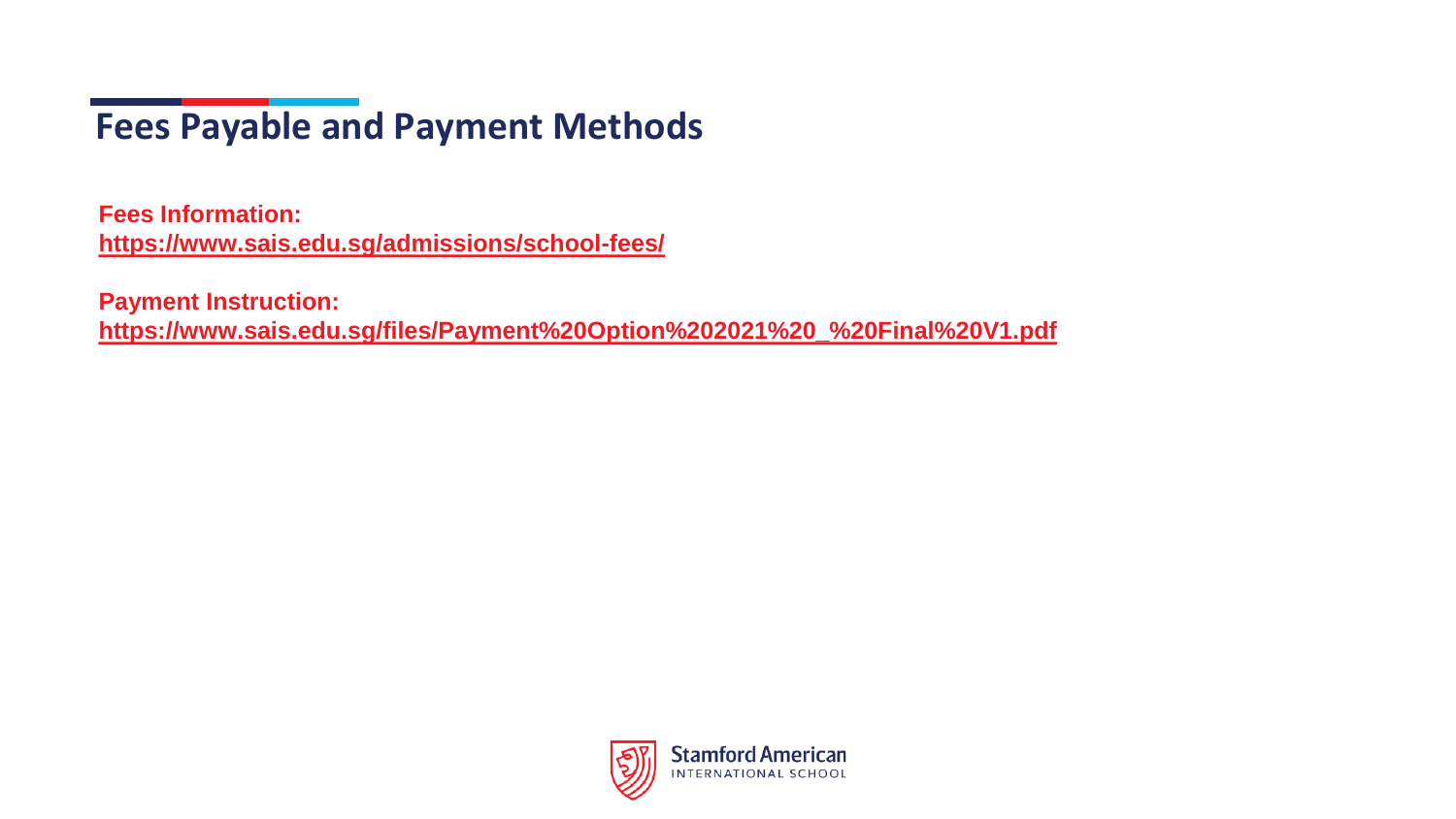## Fees Payable and Payment Methods

**Fees Information:**
**https://www.sais.edu.sg/admissions/school-fees/**

**Payment Instruction:**
**https://www.sais.edu.sg/files/Payment%20Option%202021%20_%20Final%20V1.pdf**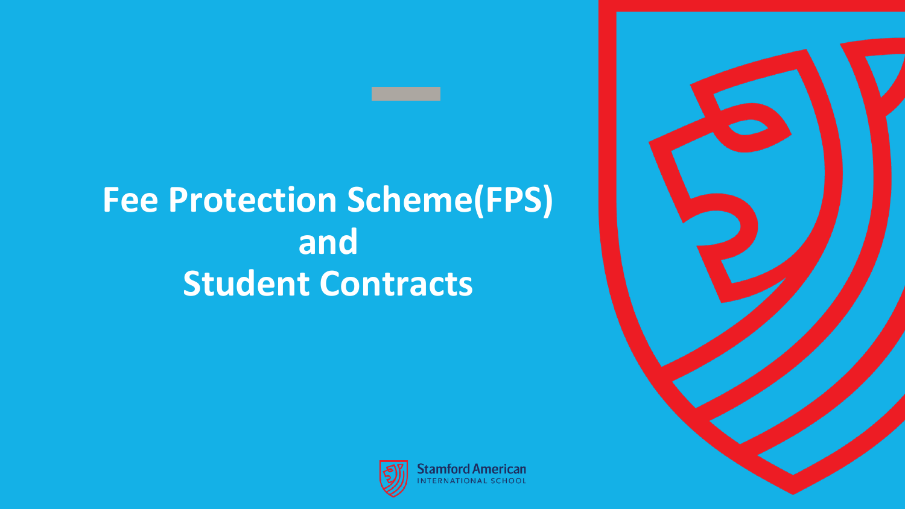# Fee Protection Scheme(FPS) and Student Contracts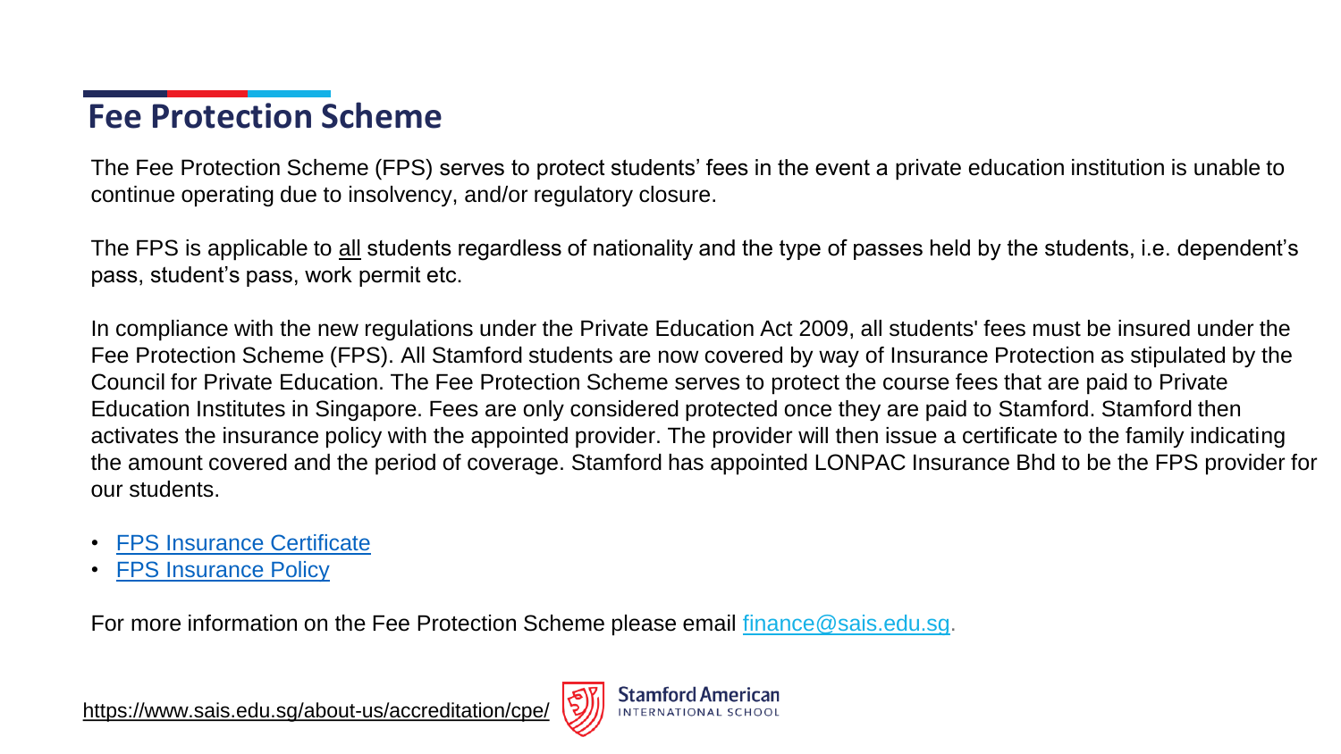## Fee Protection Scheme

The Fee Protection Scheme (FPS) serves to protect students' fees in the event a private education institution is unable to continue operating due to insolvency, and/or regulatory closure.

The FPS is applicable to all students regardless of nationality and the type of passes held by the students, i.e. dependent's pass, student's pass, work permit etc.

In compliance with the new regulations under the Private Education Act 2009, all students' fees must be insured under the Fee Protection Scheme (FPS). All Stamford students are now covered by way of Insurance Protection as stipulated by the Council for Private Education. The Fee Protection Scheme serves to protect the course fees that are paid to Private Education Institutes in Singapore. Fees are only considered protected once they are paid to Stamford. Stamford then activates the insurance policy with the appointed provider. The provider will then issue a certificate to the family indicating the amount covered and the period of coverage. Stamford has appointed LONPAC Insurance Bhd to be the FPS provider for our students.

- FPS Insurance Certificate
- FPS Insurance Policy

For more information on the Fee Protection Scheme please email finance@sais.edu.sg.

https://www.sais.edu.sg/about-us/accreditation/cpe/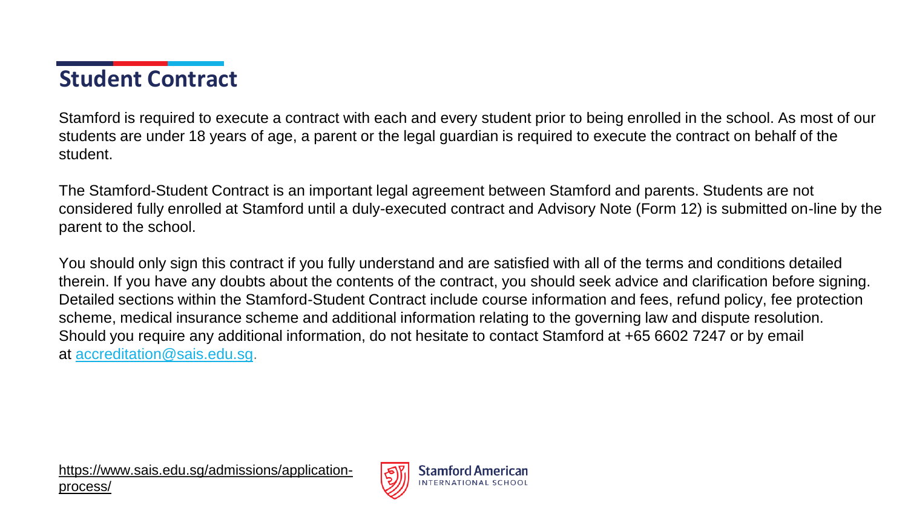## Student Contract

Stamford is required to execute a contract with each and every student prior to being enrolled in the school. As most of our students are under 18 years of age, a parent or the legal guardian is required to execute the contract on behalf of the student.

The Stamford-Student Contract is an important legal agreement between Stamford and parents. Students are not considered fully enrolled at Stamford until a duly-executed contract and Advisory Note (Form 12) is submitted on-line by the parent to the school.

You should only sign this contract if you fully understand and are satisfied with all of the terms and conditions detailed therein. If you have any doubts about the contents of the contract, you should seek advice and clarification before signing. Detailed sections within the Stamford-Student Contract include course information and fees, refund policy, fee protection scheme, medical insurance scheme and additional information relating to the governing law and dispute resolution. Should you require any additional information, do not hesitate to contact Stamford at +65 6602 7247 or by email at accreditation@sais.edu.sg.

https://www.sais.edu.sg/admissions/application-process/

Stamford American
INTERNATIONAL SCHOOL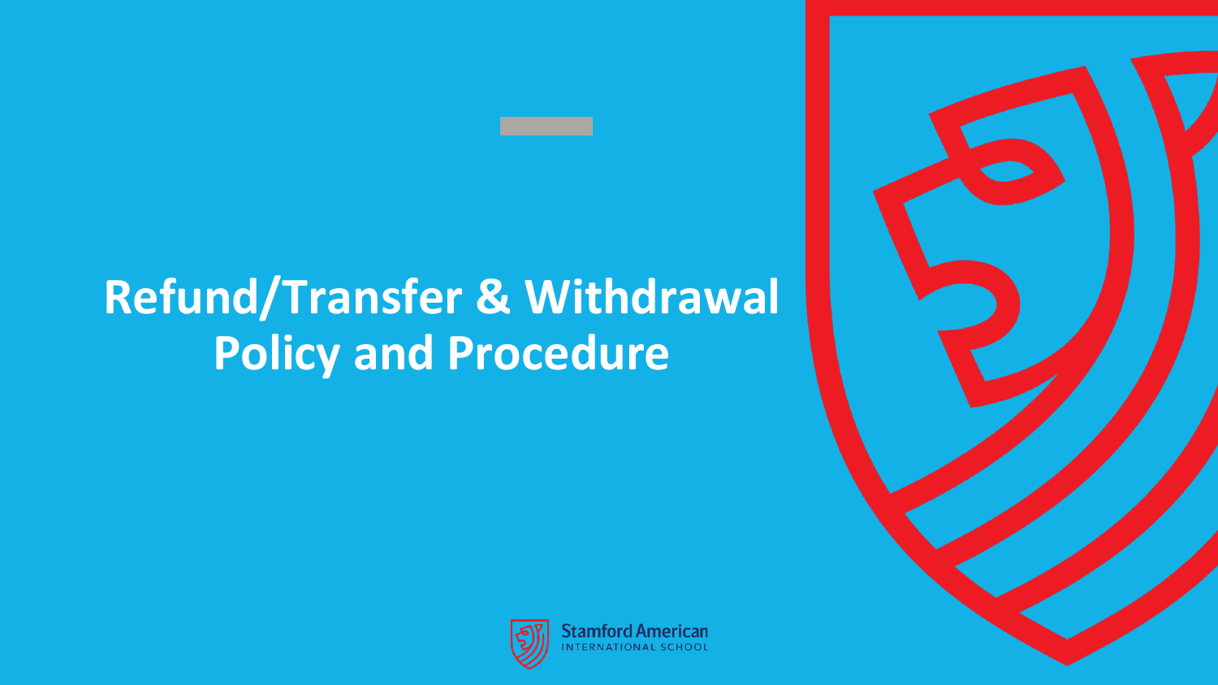# Refund/Transfer & Withdrawal Policy and Procedure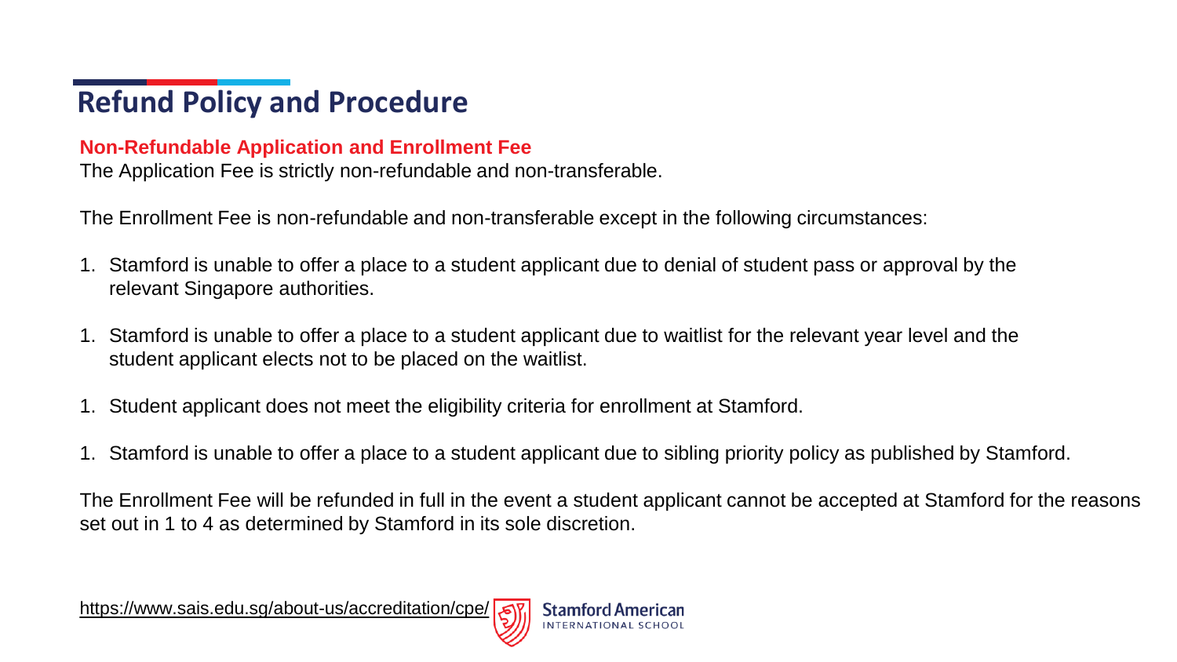# Refund Policy and Procedure

**Non-Refundable Application and Enrollment Fee**

The Application Fee is strictly non-refundable and non-transferable.

The Enrollment Fee is non-refundable and non-transferable except in the following circumstances:

1. Stamford is unable to offer a place to a student applicant due to denial of student pass or approval by the relevant Singapore authorities.

1. Stamford is unable to offer a place to a student applicant due to waitlist for the relevant year level and the student applicant elects not to be placed on the waitlist.

1. Student applicant does not meet the eligibility criteria for enrollment at Stamford.

1. Stamford is unable to offer a place to a student applicant due to sibling priority policy as published by Stamford.

The Enrollment Fee will be refunded in full in the event a student applicant cannot be accepted at Stamford for the reasons set out in 1 to 4 as determined by Stamford in its sole discretion.

https://www.sais.edu.sg/about-us/accreditation/cpe/

Stamford American International School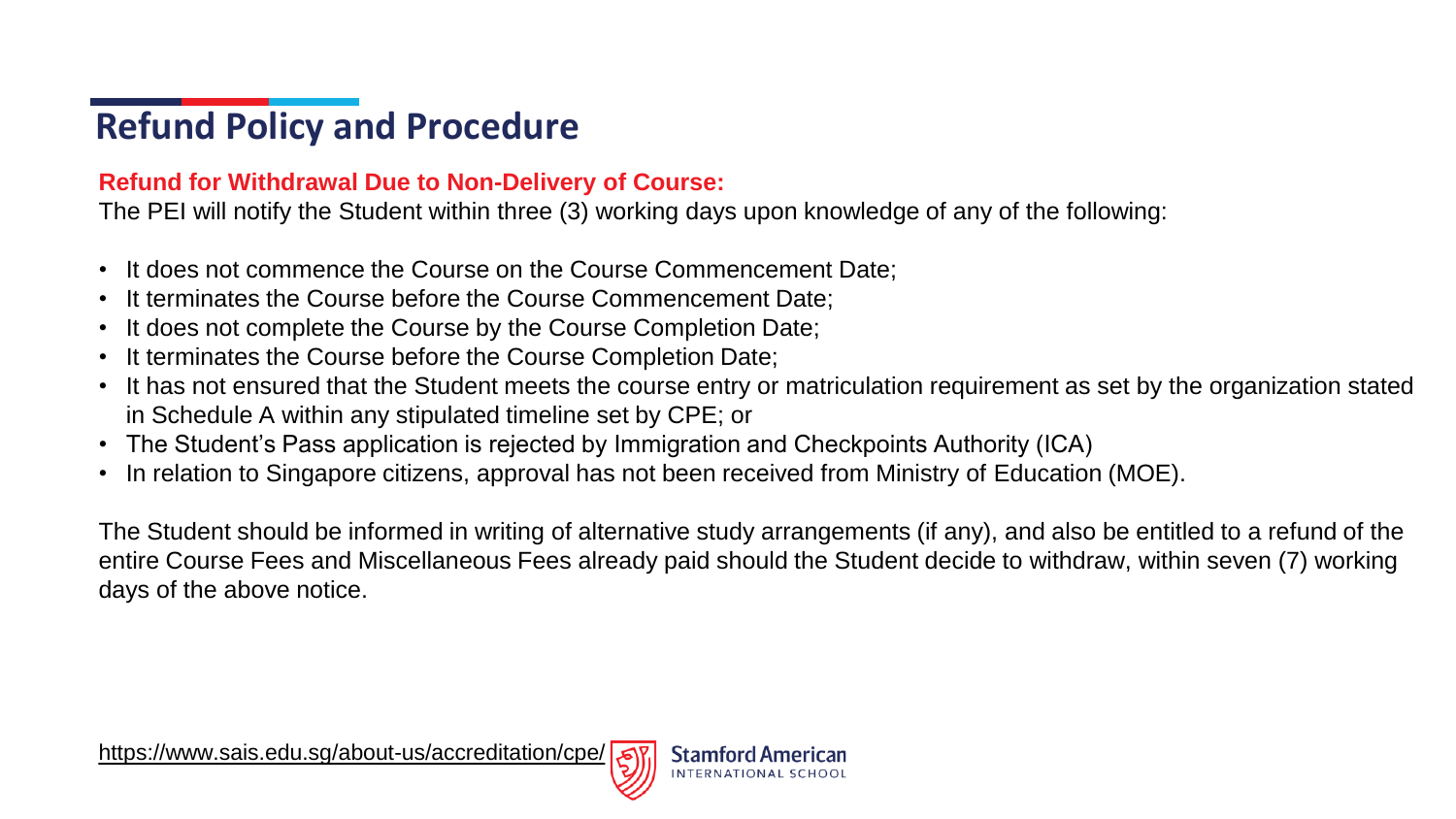## Refund Policy and Procedure

**Refund for Withdrawal Due to Non-Delivery of Course:**

The PEI will notify the Student within three (3) working days upon knowledge of any of the following:

- It does not commence the Course on the Course Commencement Date;
- It terminates the Course before the Course Commencement Date;
- It does not complete the Course by the Course Completion Date;
- It terminates the Course before the Course Completion Date;
- It has not ensured that the Student meets the course entry or matriculation requirement as set by the organization stated in Schedule A within any stipulated timeline set by CPE; or
- The Student's Pass application is rejected by Immigration and Checkpoints Authority (ICA)
- In relation to Singapore citizens, approval has not been received from Ministry of Education (MOE).

The Student should be informed in writing of alternative study arrangements (if any), and also be entitled to a refund of the entire Course Fees and Miscellaneous Fees already paid should the Student decide to withdraw, within seven (7) working days of the above notice.

https://www.sais.edu.sg/about-us/accreditation/cpe/

Stamford American International School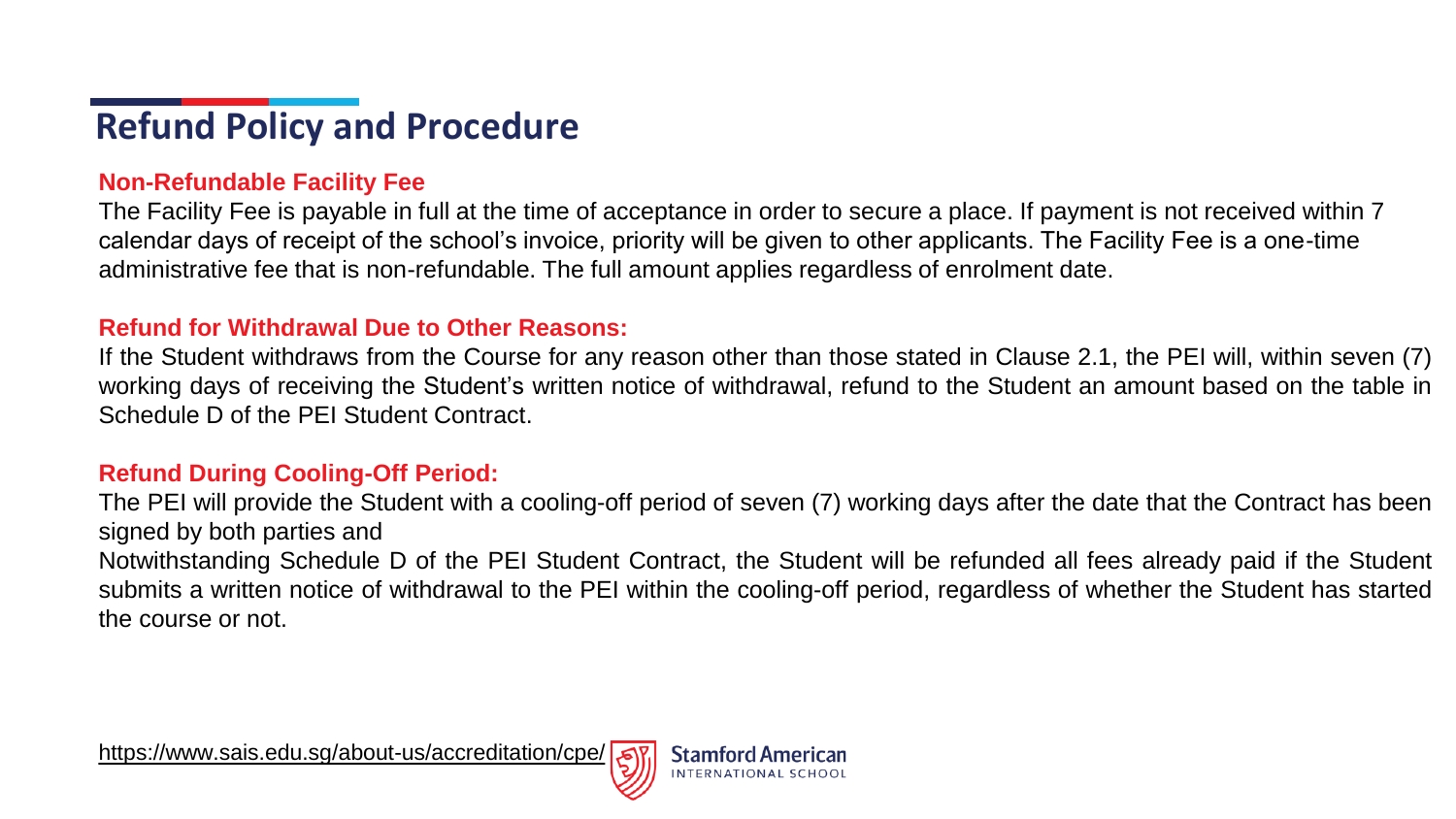# Refund Policy and Procedure

## Non-Refundable Facility Fee

The Facility Fee is payable in full at the time of acceptance in order to secure a place. If payment is not received within 7 calendar days of receipt of the school's invoice, priority will be given to other applicants. The Facility Fee is a one-time administrative fee that is non-refundable. The full amount applies regardless of enrolment date.

## Refund for Withdrawal Due to Other Reasons:

If the Student withdraws from the Course for any reason other than those stated in Clause 2.1, the PEI will, within seven (7) working days of receiving the Student's written notice of withdrawal, refund to the Student an amount based on the table in Schedule D of the PEI Student Contract.

## Refund During Cooling-Off Period:

The PEI will provide the Student with a cooling-off period of seven (7) working days after the date that the Contract has been signed by both parties and

Notwithstanding Schedule D of the PEI Student Contract, the Student will be refunded all fees already paid if the Student submits a written notice of withdrawal to the PEI within the cooling-off period, regardless of whether the Student has started the course or not.

https://www.sais.edu.sg/about-us/accreditation/cpe/

Stamford American International School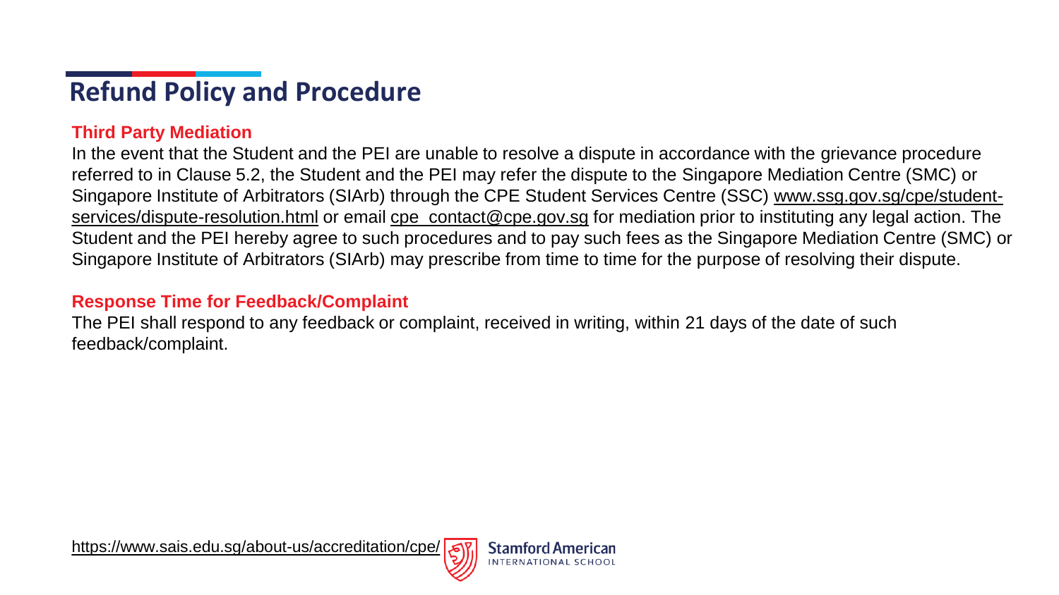# Refund Policy and Procedure

## Third Party Mediation

In the event that the Student and the PEI are unable to resolve a dispute in accordance with the grievance procedure referred to in Clause 5.2, the Student and the PEI may refer the dispute to the Singapore Mediation Centre (SMC) or Singapore Institute of Arbitrators (SIArb) through the CPE Student Services Centre (SSC) www.ssg.gov.sg/cpe/student-services/dispute-resolution.html or email cpe_contact@cpe.gov.sg for mediation prior to instituting any legal action. The Student and the PEI hereby agree to such procedures and to pay such fees as the Singapore Mediation Centre (SMC) or Singapore Institute of Arbitrators (SIArb) may prescribe from time to time for the purpose of resolving their dispute.

## Response Time for Feedback/Complaint

The PEI shall respond to any feedback or complaint, received in writing, within 21 days of the date of such feedback/complaint.

https://www.sais.edu.sg/about-us/accreditation/cpe/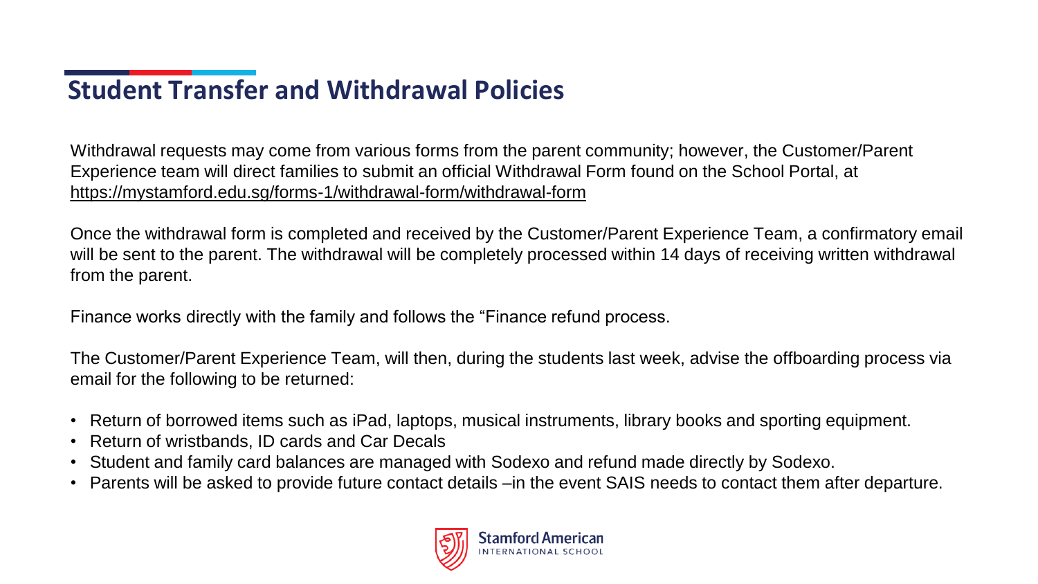# Student Transfer and Withdrawal Policies

Withdrawal requests may come from various forms from the parent community; however, the Customer/Parent Experience team will direct families to submit an official Withdrawal Form found on the School Portal, at https://mystamford.edu.sg/forms-1/withdrawal-form/withdrawal-form

Once the withdrawal form is completed and received by the Customer/Parent Experience Team, a confirmatory email will be sent to the parent. The withdrawal will be completely processed within 14 days of receiving written withdrawal from the parent.

Finance works directly with the family and follows the "Finance refund process.

The Customer/Parent Experience Team, will then, during the students last week, advise the offboarding process via email for the following to be returned:

- Return of borrowed items such as iPad, laptops, musical instruments, library books and sporting equipment.
- Return of wristbands, ID cards and Car Decals
- Student and family card balances are managed with Sodexo and refund made directly by Sodexo.
- Parents will be asked to provide future contact details –in the event SAIS needs to contact them after departure.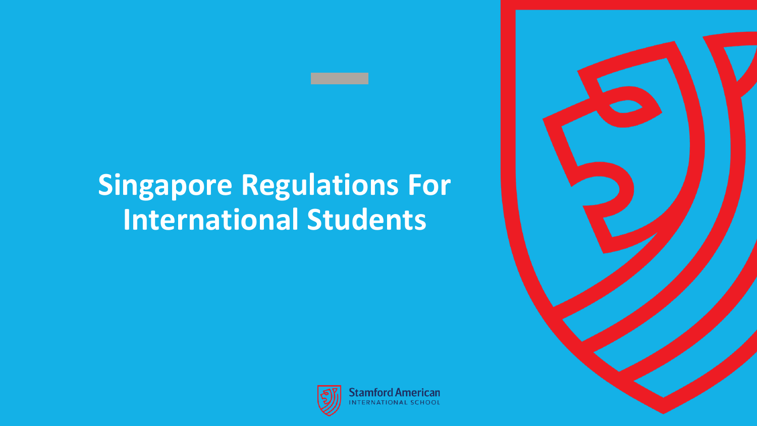# Singapore Regulations For International Students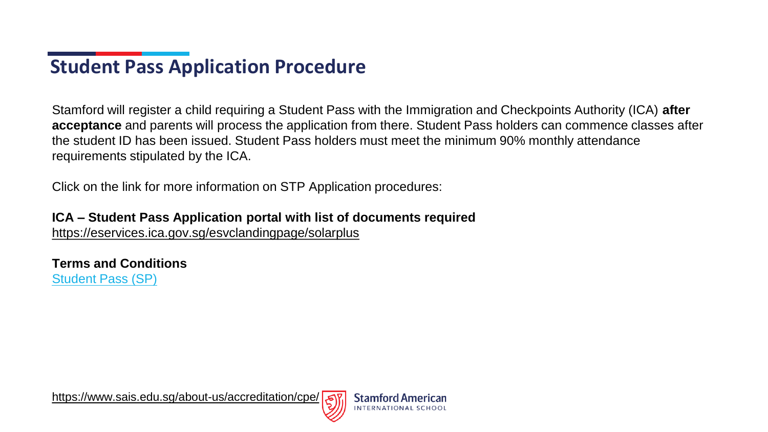# Student Pass Application Procedure

Stamford will register a child requiring a Student Pass with the Immigration and Checkpoints Authority (ICA) **after acceptance** and parents will process the application from there. Student Pass holders can commence classes after the student ID has been issued. Student Pass holders must meet the minimum 90% monthly attendance requirements stipulated by the ICA.

Click on the link for more information on STP Application procedures:

**ICA – Student Pass Application portal with list of documents required**
https://eservices.ica.gov.sg/esvclandingpage/solarplus

**Terms and Conditions**
Student Pass (SP)

https://www.sais.edu.sg/about-us/accreditation/cpe/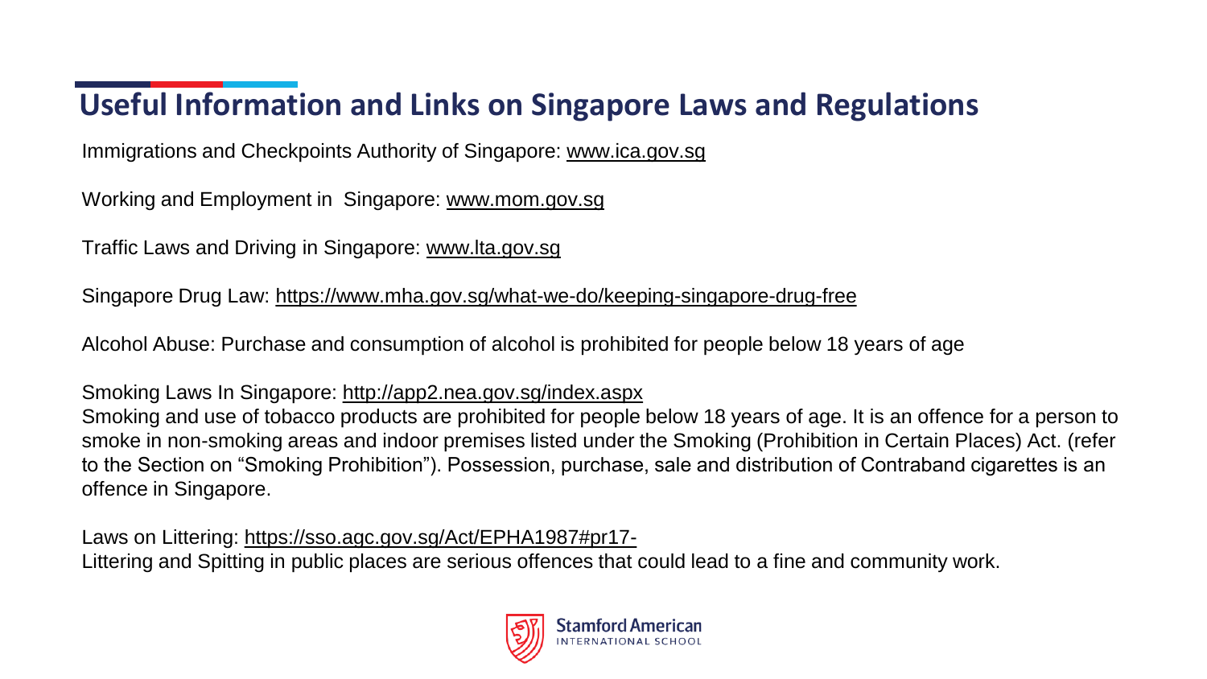## Useful Information and Links on Singapore Laws and Regulations

Immigrations and Checkpoints Authority of Singapore: www.ica.gov.sg

Working and Employment in Singapore: www.mom.gov.sg

Traffic Laws and Driving in Singapore: www.lta.gov.sg

Singapore Drug Law: https://www.mha.gov.sg/what-we-do/keeping-singapore-drug-free

Alcohol Abuse: Purchase and consumption of alcohol is prohibited for people below 18 years of age

Smoking Laws In Singapore: http://app2.nea.gov.sg/index.aspx
Smoking and use of tobacco products are prohibited for people below 18 years of age. It is an offence for a person to smoke in non-smoking areas and indoor premises listed under the Smoking (Prohibition in Certain Places) Act. (refer to the Section on "Smoking Prohibition"). Possession, purchase, sale and distribution of Contraband cigarettes is an offence in Singapore.

Laws on Littering: https://sso.agc.gov.sg/Act/EPHA1987#pr17-
Littering and Spitting in public places are serious offences that could lead to a fine and community work.

Stamford American International School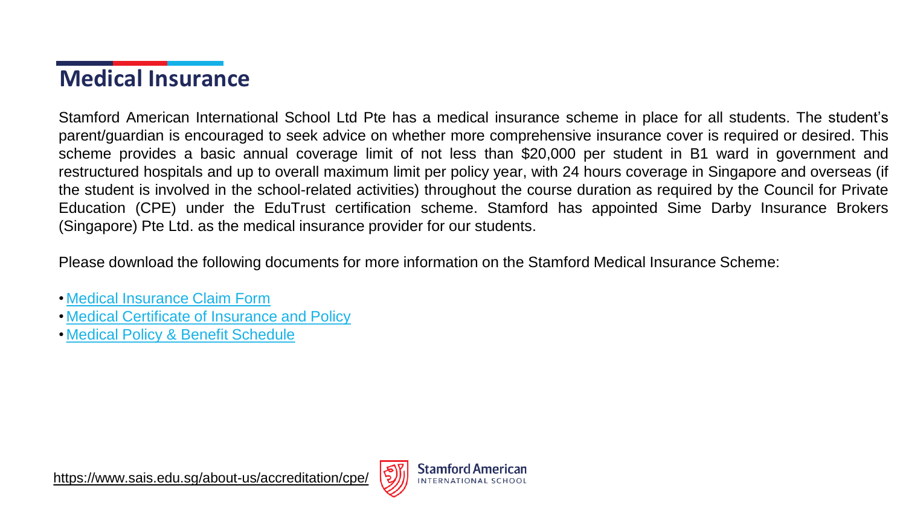## Medical Insurance

Stamford American International School Ltd Pte has a medical insurance scheme in place for all students. The student's parent/guardian is encouraged to seek advice on whether more comprehensive insurance cover is required or desired. This scheme provides a basic annual coverage limit of not less than $20,000 per student in B1 ward in government and restructured hospitals and up to overall maximum limit per policy year, with 24 hours coverage in Singapore and overseas (if the student is involved in the school-related activities) throughout the course duration as required by the Council for Private Education (CPE) under the EduTrust certification scheme. Stamford has appointed Sime Darby Insurance Brokers (Singapore) Pte Ltd. as the medical insurance provider for our students.

Please download the following documents for more information on the Stamford Medical Insurance Scheme:

- Medical Insurance Claim Form
- Medical Certificate of Insurance and Policy
- Medical Policy & Benefit Schedule

https://www.sais.edu.sg/about-us/accreditation/cpe/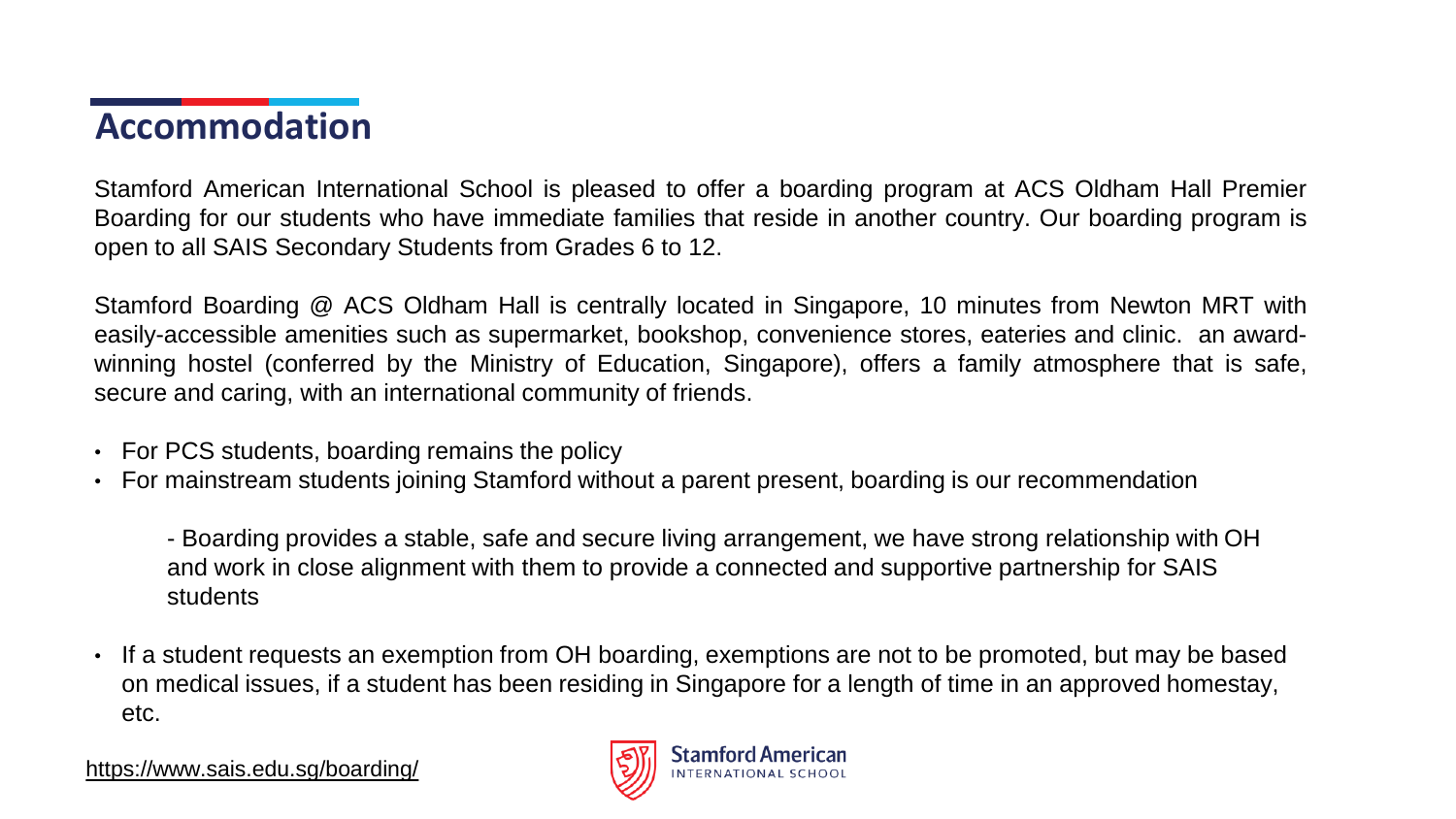## Accommodation

Stamford American International School is pleased to offer a boarding program at ACS Oldham Hall Premier Boarding for our students who have immediate families that reside in another country. Our boarding program is open to all SAIS Secondary Students from Grades 6 to 12.

Stamford Boarding @ ACS Oldham Hall is centrally located in Singapore, 10 minutes from Newton MRT with easily-accessible amenities such as supermarket, bookshop, convenience stores, eateries and clinic.  an award-winning hostel (conferred by the Ministry of Education, Singapore), offers a family atmosphere that is safe, secure and caring, with an international community of friends.

- For PCS students, boarding remains the policy
- For mainstream students joining Stamford without a parent present, boarding is our recommendation

  - Boarding provides a stable, safe and secure living arrangement, we have strong relationship with OH and work in close alignment with them to provide a connected and supportive partnership for SAIS students

- If a student requests an exemption from OH boarding, exemptions are not to be promoted, but may be based on medical issues, if a student has been residing in Singapore for a length of time in an approved homestay, etc.

https://www.sais.edu.sg/boarding/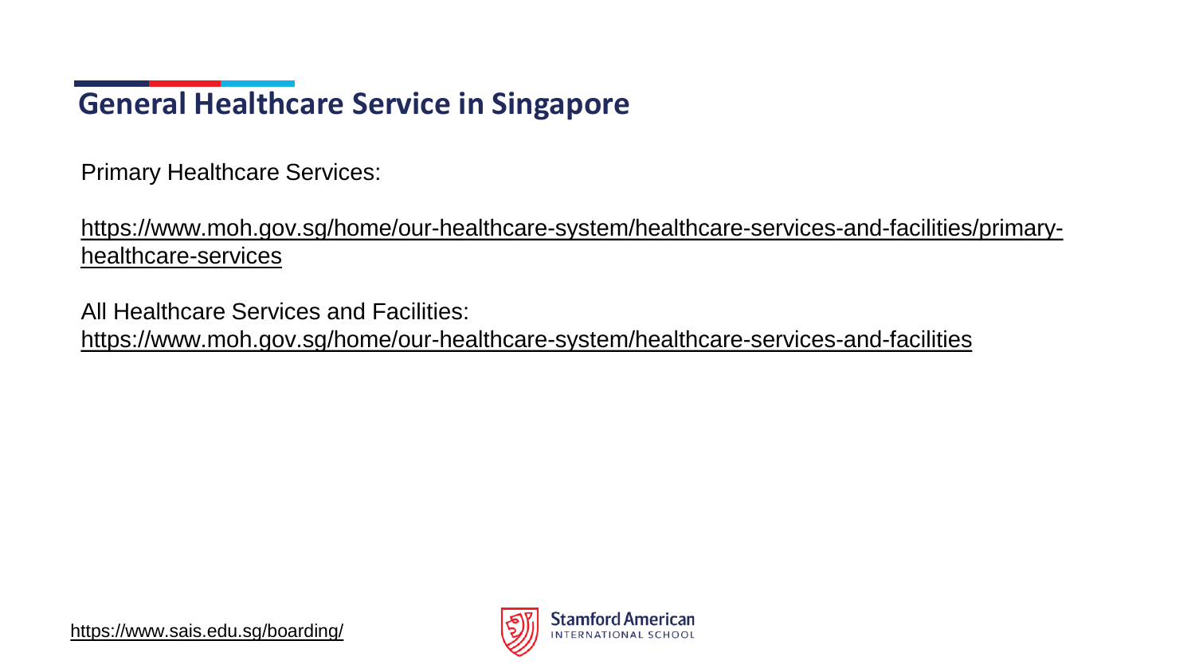## General Healthcare Service in Singapore

Primary Healthcare Services:

https://www.moh.gov.sg/home/our-healthcare-system/healthcare-services-and-facilities/primary-healthcare-services

All Healthcare Services and Facilities:
https://www.moh.gov.sg/home/our-healthcare-system/healthcare-services-and-facilities

https://www.sais.edu.sg/boarding/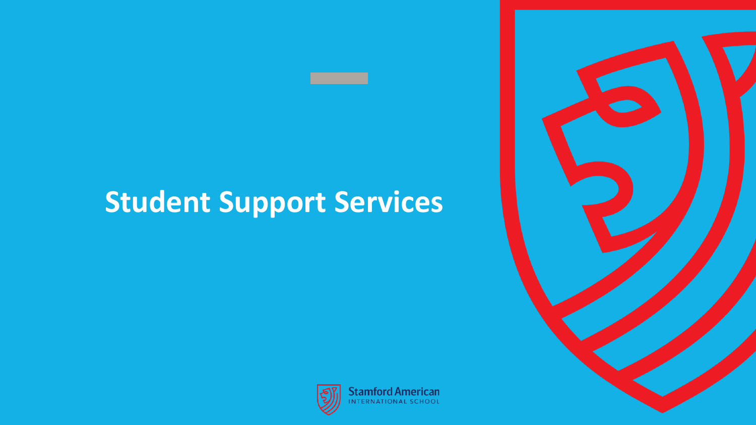# Student Support Services

Stamford American
INTERNATIONAL SCHOOL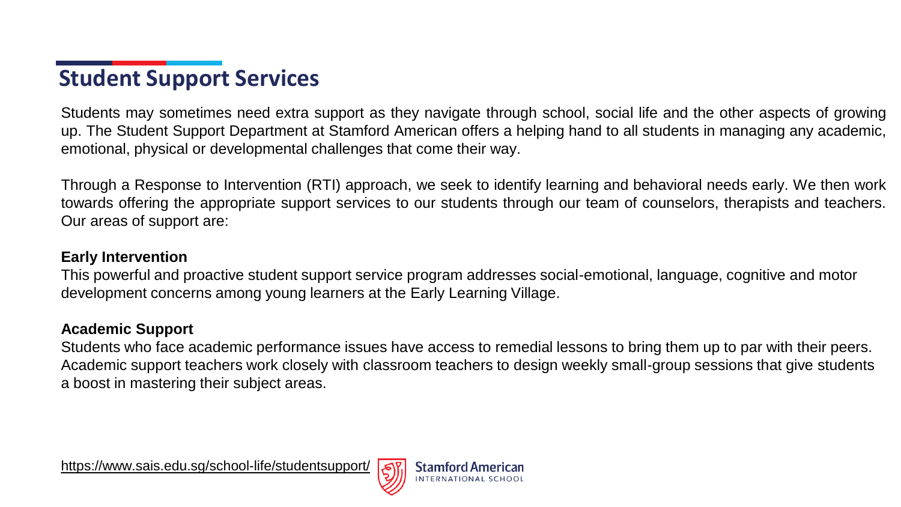## Student Support Services

Students may sometimes need extra support as they navigate through school, social life and the other aspects of growing up. The Student Support Department at Stamford American offers a helping hand to all students in managing any academic, emotional, physical or developmental challenges that come their way.

Through a Response to Intervention (RTI) approach, we seek to identify learning and behavioral needs early. We then work towards offering the appropriate support services to our students through our team of counselors, therapists and teachers. Our areas of support are:

**Early Intervention**

This powerful and proactive student support service program addresses social-emotional, language, cognitive and motor development concerns among young learners at the Early Learning Village.

**Academic Support**

Students who face academic performance issues have access to remedial lessons to bring them up to par with their peers. Academic support teachers work closely with classroom teachers to design weekly small-group sessions that give students a boost in mastering their subject areas.

https://www.sais.edu.sg/school-life/studentsupport/

Stamford American International School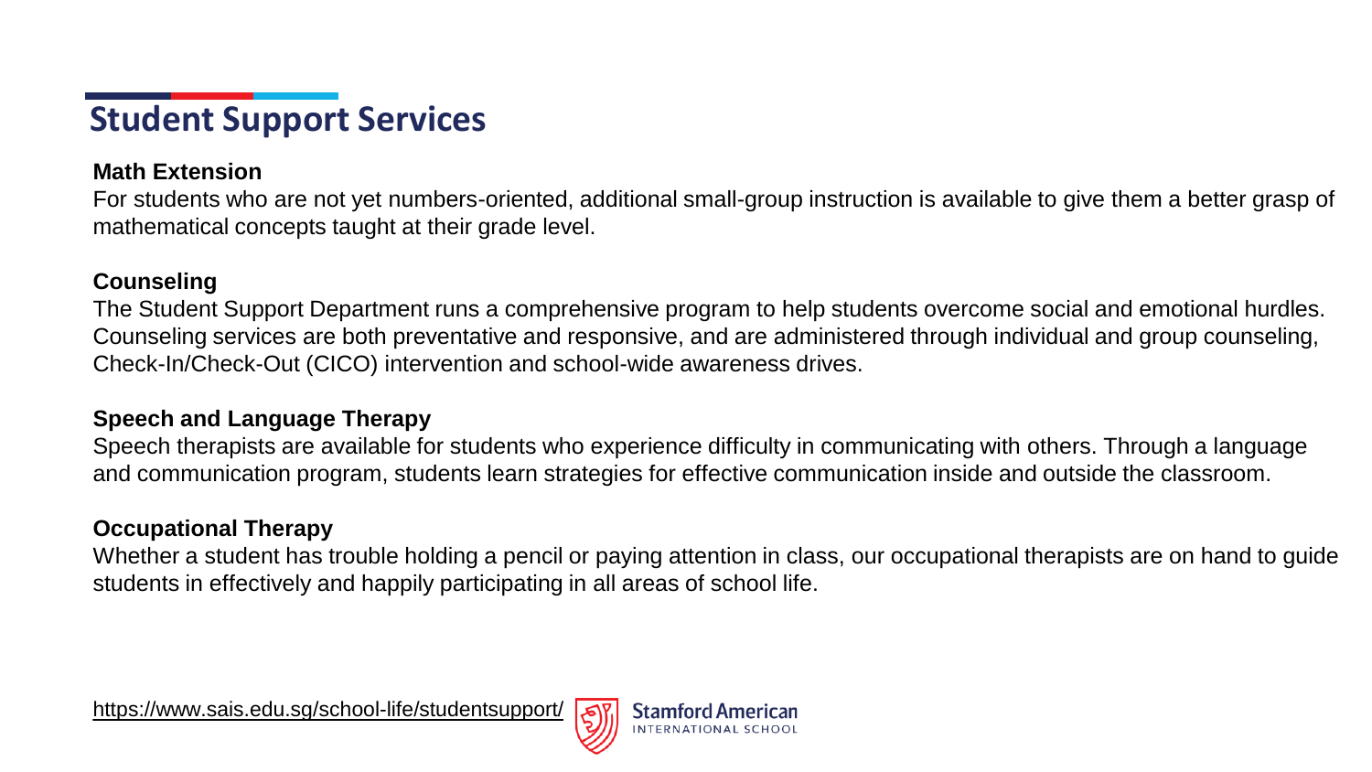# Student Support Services

### Math Extension

For students who are not yet numbers-oriented, additional small-group instruction is available to give them a better grasp of mathematical concepts taught at their grade level.

### Counseling

The Student Support Department runs a comprehensive program to help students overcome social and emotional hurdles. Counseling services are both preventative and responsive, and are administered through individual and group counseling, Check-In/Check-Out (CICO) intervention and school-wide awareness drives.

### Speech and Language Therapy

Speech therapists are available for students who experience difficulty in communicating with others. Through a language and communication program, students learn strategies for effective communication inside and outside the classroom.

### Occupational Therapy

Whether a student has trouble holding a pencil or paying attention in class, our occupational therapists are on hand to guide students in effectively and happily participating in all areas of school life.

https://www.sais.edu.sg/school-life/studentsupport/

Stamford American International School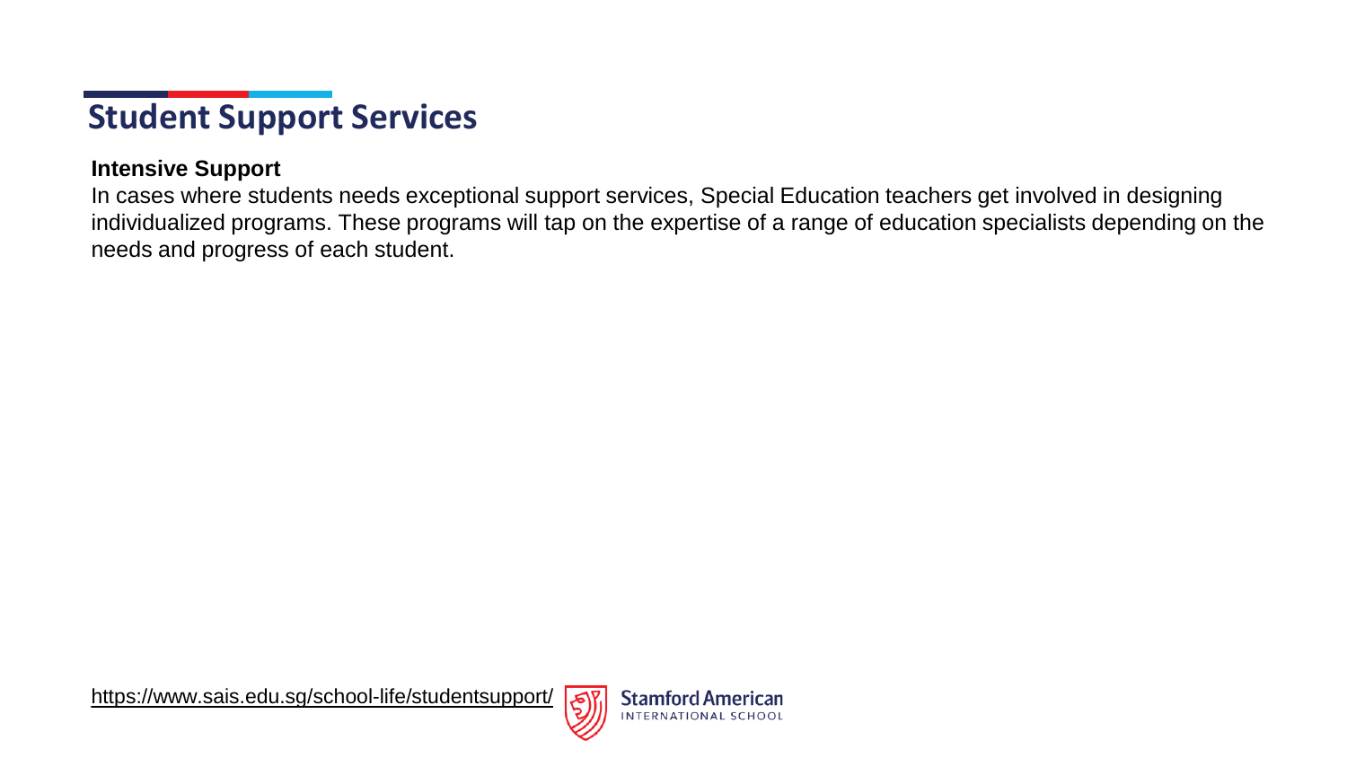# Student Support Services

**Intensive Support**

In cases where students needs exceptional support services, Special Education teachers get involved in designing individualized programs. These programs will tap on the expertise of a range of education specialists depending on the needs and progress of each student.

https://www.sais.edu.sg/school-life/studentsupport/

Stamford American INTERNATIONAL SCHOOL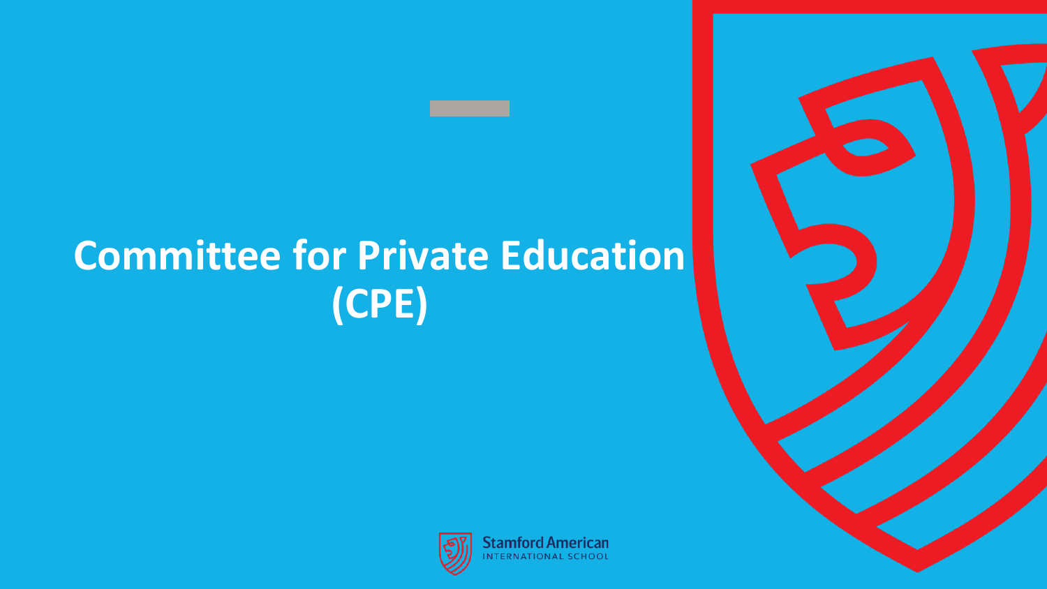# Committee for Private Education (CPE)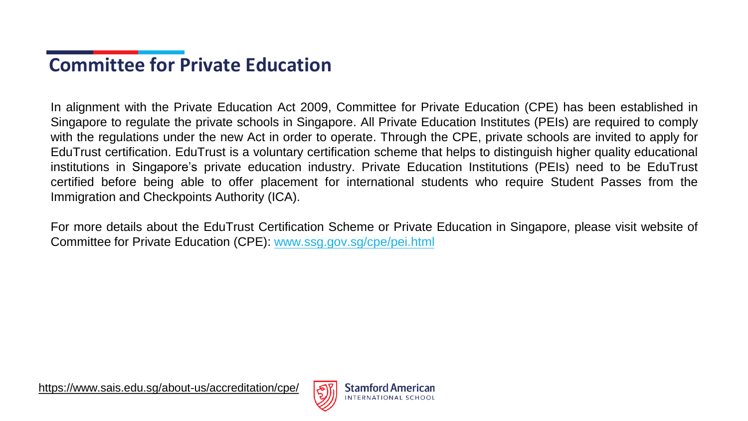# Committee for Private Education

In alignment with the Private Education Act 2009, Committee for Private Education (CPE) has been established in Singapore to regulate the private schools in Singapore. All Private Education Institutes (PEIs) are required to comply with the regulations under the new Act in order to operate. Through the CPE, private schools are invited to apply for EduTrust certification. EduTrust is a voluntary certification scheme that helps to distinguish higher quality educational institutions in Singapore's private education industry. Private Education Institutions (PEIs) need to be EduTrust certified before being able to offer placement for international students who require Student Passes from the Immigration and Checkpoints Authority (ICA).

For more details about the EduTrust Certification Scheme or Private Education in Singapore, please visit website of Committee for Private Education (CPE): [www.ssg.gov.sg/cpe/pei.html](http://www.ssg.gov.sg/cpe/pei.html)

https://www.sais.edu.sg/about-us/accreditation/cpe/

Stamford American
INTERNATIONAL SCHOOL